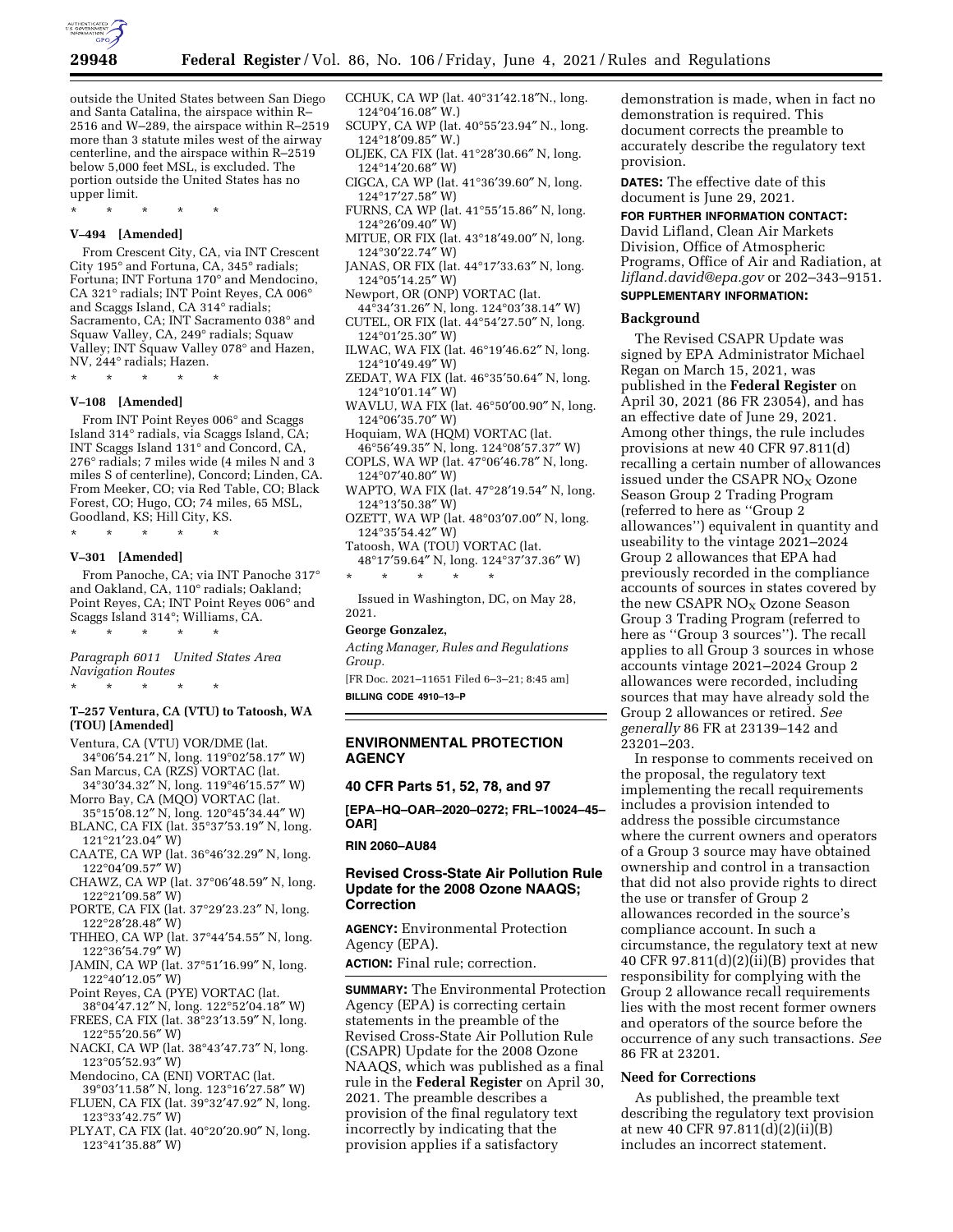outside the United States between San Diego and Santa Catalina, the airspace within R–2516 and W–289, the airspace within R–2519 more than 3 statute miles west of the airway centerline, and the airspace within R–2519 below 5,000 feet MSL, is excluded. The portion outside the United States has no upper limit.

\* \* \* \* \*

**V–494 [Amended]**

From Crescent City, CA, via INT Crescent City 195° and Fortuna, CA, 345° radials; Fortuna; INT Fortuna 170° and Mendocino, CA 321° radials; INT Point Reyes, CA 006° and Scaggs Island, CA 314° radials; Sacramento, CA; INT Sacramento 038° and Squaw Valley, CA, 249° radials; Squaw Valley; INT Squaw Valley 078° and Hazen, NV, 244° radials; Hazen.

\* \* \* \* \*

**V–108 [Amended]**

From INT Point Reyes 006° and Scaggs Island 314° radials, via Scaggs Island, CA; INT Scaggs Island 131° and Concord, CA, 276° radials; 7 miles wide (4 miles N and 3 miles S of centerline), Concord; Linden, CA. From Meeker, CO; via Red Table, CO; Black Forest, CO; Hugo, CO; 74 miles, 65 MSL, Goodland, KS; Hill City, KS.

\* \* \* \* \*

**V–301 [Amended]**

From Panoche, CA; via INT Panoche 317° and Oakland, CA, 110° radials; Oakland; Point Reyes, CA; INT Point Reyes 006° and Scaggs Island 314°; Williams, CA.

\* \* \* \* \*

*Paragraph 6011 United States Area Navigation Routes*

\* \* \* \* \*

**T–257 Ventura, CA (VTU) to Tatoosh, WA (TOU) [Amended]**

Ventura, CA (VTU) VOR/DME (lat. 34°06′54.21″ N, long. 119°02′58.17″ W)
San Marcus, CA (RZS) VORTAC (lat. 34°30′34.32″ N, long. 119°46′15.57″ W)
Morro Bay, CA (MQO) VORTAC (lat. 35°15′08.12″ N, long. 120°45′34.44″ W)
BLANC, CA FIX (lat. 35°37′53.19″ N, long. 121°21′23.04″ W)
CAATE, CA WP (lat. 36°46′32.29″ N, long. 122°04′09.57″ W)
CHAWZ, CA WP (lat. 37°06′48.59″ N, long. 122°21′09.58″ W)
PORTE, CA FIX (lat. 37°29′23.23″ N, long. 122°28′28.48″ W)
THHEO, CA WP (lat. 37°44′54.55″ N, long. 122°36′54.79″ W)
JAMIN, CA WP (lat. 37°51′16.99″ N, long. 122°40′12.05″ W)
Point Reyes, CA (PYE) VORTAC (lat. 38°04′47.12″ N, long. 122°52′04.18″ W)
FREES, CA FIX (lat. 38°23′13.59″ N, long. 122°55′20.56″ W)
NACKI, CA WP (lat. 38°43′47.73″ N, long. 123°05′52.93″ W)
Mendocino, CA (ENI) VORTAC (lat. 39°03′11.58″ N, long. 123°16′27.58″ W)
FLUEN, CA FIX (lat. 39°32′47.92″ N, long. 123°33′42.75″ W)
PLYAT, CA FIX (lat. 40°20′20.90″ N, long. 123°41′35.88″ W)
CCHUK, CA WP (lat. 40°31′42.18″N., long. 124°04′16.08″ W.)
SCUPY, CA WP (lat. 40°55′23.94″ N., long. 124°18′09.85″ W.)
OLJEK, CA FIX (lat. 41°28′30.66″ N, long. 124°14′20.68″ W)
CIGCA, CA WP (lat. 41°36′39.60″ N, long. 124°17′27.58″ W)
FURNS, CA WP (lat. 41°55′15.86″ N, long. 124°26′09.40″ W)
MITUE, OR FIX (lat. 43°18′49.00″ N, long. 124°30′22.74″ W)
JANAS, OR FIX (lat. 44°17′33.63″ N, long. 124°05′14.25″ W)
Newport, OR (ONP) VORTAC (lat. 44°34′31.26″ N, long. 124°03′38.14″ W)
CUTEL, OR FIX (lat. 44°54′27.50″ N, long. 124°01′25.30″ W)
ILWAC, WA FIX (lat. 46°19′46.62″ N, long. 124°10′49.49″ W)
ZEDAT, WA FIX (lat. 46°35′50.64″ N, long. 124°10′01.14″ W)
WAVLU, WA FIX (lat. 46°50′00.90″ N, long. 124°06′35.70″ W)
Hoquiam, WA (HQM) VORTAC (lat. 46°56′49.35″ N, long. 124°08′57.37″ W)
COPLS, WA WP (lat. 47°06′46.78″ N, long. 124°07′40.80″ W)
WAPTO, WA FIX (lat. 47°28′19.54″ N, long. 124°13′50.38″ W)
OZETT, WA WP (lat. 48°03′07.00″ N, long. 124°35′54.42″ W)
Tatoosh, WA (TOU) VORTAC (lat. 48°17′59.64″ N, long. 124°37′37.36″ W)

\* \* \* \* \*

Issued in Washington, DC, on May 28, 2021.

**George Gonzalez,**

*Acting Manager, Rules and Regulations Group.*

[FR Doc. 2021–11651 Filed 6–3–21; 8:45 am]

**BILLING CODE 4910–13–P**

## ENVIRONMENTAL PROTECTION AGENCY

### 40 CFR Parts 51, 52, 78, and 97

**[EPA–HQ–OAR–2020–0272; FRL–10024–45–OAR]**

**RIN 2060–AU84**

### Revised Cross-State Air Pollution Rule Update for the 2008 Ozone NAAQS; Correction

**AGENCY:** Environmental Protection Agency (EPA).

**ACTION:** Final rule; correction.

**SUMMARY:** The Environmental Protection Agency (EPA) is correcting certain statements in the preamble of the Revised Cross-State Air Pollution Rule (CSAPR) Update for the 2008 Ozone NAAQS, which was published as a final rule in the **Federal Register** on April 30, 2021. The preamble describes a provision of the final regulatory text incorrectly by indicating that the provision applies if a satisfactory demonstration is made, when in fact no demonstration is required. This document corrects the preamble to accurately describe the regulatory text provision.

**DATES:** The effective date of this document is June 29, 2021.

**FOR FURTHER INFORMATION CONTACT:** David Lifland, Clean Air Markets Division, Office of Atmospheric Programs, Office of Air and Radiation, at *lifland.david@epa.gov* or 202–343–9151.

**SUPPLEMENTARY INFORMATION:**

#### Background

The Revised CSAPR Update was signed by EPA Administrator Michael Regan on March 15, 2021, was published in the **Federal Register** on April 30, 2021 (86 FR 23054), and has an effective date of June 29, 2021. Among other things, the rule includes provisions at new 40 CFR 97.811(d) recalling a certain number of allowances issued under the CSAPR $NO_X$ Ozone Season Group 2 Trading Program (referred to here as "Group 2 allowances") equivalent in quantity and useability to the vintage 2021–2024 Group 2 allowances that EPA had previously recorded in the compliance accounts of sources in states covered by the new CSAPR $NO_X$ Ozone Season Group 3 Trading Program (referred to here as "Group 3 sources"). The recall applies to all Group 3 sources in whose accounts vintage 2021–2024 Group 2 allowances were recorded, including sources that may have already sold the Group 2 allowances or retired. *See generally* 86 FR at 23139–142 and 23201–203.

In response to comments received on the proposal, the regulatory text implementing the recall requirements includes a provision intended to address the possible circumstance where the current owners and operators of a Group 3 source may have obtained ownership and control in a transaction that did not also provide rights to direct the use or transfer of Group 2 allowances recorded in the source's compliance account. In such a circumstance, the regulatory text at new 40 CFR 97.811(d)(2)(ii)(B) provides that responsibility for complying with the Group 2 allowance recall requirements lies with the most recent former owners and operators of the source before the occurrence of any such transactions. *See* 86 FR at 23201.

#### Need for Corrections

As published, the preamble text describing the regulatory text provision at new 40 CFR 97.811(d)(2)(ii)(B) includes an incorrect statement.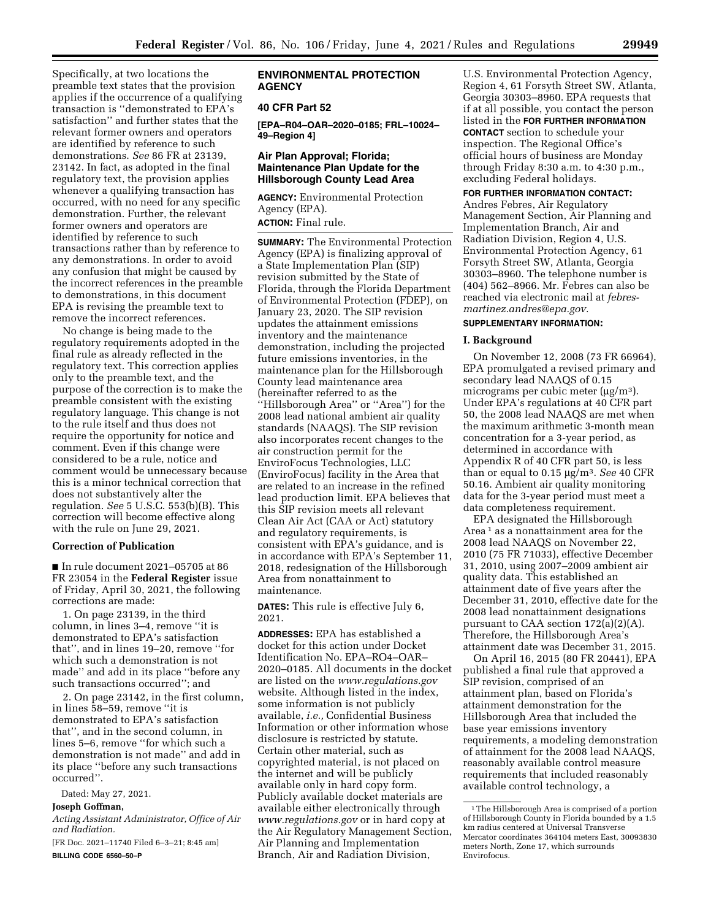Specifically, at two locations the preamble text states that the provision applies if the occurrence of a qualifying transaction is ''demonstrated to EPA's satisfaction'' and further states that the relevant former owners and operators are identified by reference to such demonstrations. *See* 86 FR at 23139, 23142. In fact, as adopted in the final regulatory text, the provision applies whenever a qualifying transaction has occurred, with no need for any specific demonstration. Further, the relevant former owners and operators are identified by reference to such transactions rather than by reference to any demonstrations. In order to avoid any confusion that might be caused by the incorrect references in the preamble to demonstrations, in this document EPA is revising the preamble text to remove the incorrect references.

No change is being made to the regulatory requirements adopted in the final rule as already reflected in the regulatory text. This correction applies only to the preamble text, and the purpose of the correction is to make the preamble consistent with the existing regulatory language. This change is not to the rule itself and thus does not require the opportunity for notice and comment. Even if this change were considered to be a rule, notice and comment would be unnecessary because this is a minor technical correction that does not substantively alter the regulation. *See* 5 U.S.C. 553(b)(B). This correction will become effective along with the rule on June 29, 2021.

**Correction of Publication**

■ In rule document 2021–05705 at 86 FR 23054 in the **Federal Register** issue of Friday, April 30, 2021, the following corrections are made:

1. On page 23139, in the third column, in lines 3–4, remove ''it is demonstrated to EPA's satisfaction that'', and in lines 19–20, remove ''for which such a demonstration is not made'' and add in its place ''before any such transactions occurred''; and

2. On page 23142, in the first column, in lines 58–59, remove ''it is demonstrated to EPA's satisfaction that'', and in the second column, in lines 5–6, remove ''for which such a demonstration is not made'' and add in its place ''before any such transactions occurred''.

Dated: May 27, 2021.

**Joseph Goffman,**

*Acting Assistant Administrator, Office of Air and Radiation.*

[FR Doc. 2021–11740 Filed 6–3–21; 8:45 am]

**BILLING CODE 6560–50–P**

**ENVIRONMENTAL PROTECTION AGENCY**

**40 CFR Part 52**

**[EPA–R04–OAR–2020–0185; FRL–10024–49–Region 4]**

## Air Plan Approval; Florida; Maintenance Plan Update for the Hillsborough County Lead Area

**AGENCY:** Environmental Protection Agency (EPA).

**ACTION:** Final rule.

**SUMMARY:** The Environmental Protection Agency (EPA) is finalizing approval of a State Implementation Plan (SIP) revision submitted by the State of Florida, through the Florida Department of Environmental Protection (FDEP), on January 23, 2020. The SIP revision updates the attainment emissions inventory and the maintenance demonstration, including the projected future emissions inventories, in the maintenance plan for the Hillsborough County lead maintenance area (hereinafter referred to as the ''Hillsborough Area'' or ''Area'') for the 2008 lead national ambient air quality standards (NAAQS). The SIP revision also incorporates recent changes to the air construction permit for the EnviroFocus Technologies, LLC (EnviroFocus) facility in the Area that are related to an increase in the refined lead production limit. EPA believes that this SIP revision meets all relevant Clean Air Act (CAA or Act) statutory and regulatory requirements, is consistent with EPA's guidance, and is in accordance with EPA's September 11, 2018, redesignation of the Hillsborough Area from nonattainment to maintenance.

**DATES:** This rule is effective July 6, 2021.

**ADDRESSES:** EPA has established a docket for this action under Docket Identification No. EPA–RO4–OAR–2020–0185. All documents in the docket are listed on the *www.regulations.gov* website. Although listed in the index, some information is not publicly available, *i.e.,* Confidential Business Information or other information whose disclosure is restricted by statute. Certain other material, such as copyrighted material, is not placed on the internet and will be publicly available only in hard copy form. Publicly available docket materials are available either electronically through *www.regulations.gov* or in hard copy at the Air Regulatory Management Section, Air Planning and Implementation Branch, Air and Radiation Division, U.S. Environmental Protection Agency, Region 4, 61 Forsyth Street SW, Atlanta, Georgia 30303–8960. EPA requests that if at all possible, you contact the person listed in the **FOR FURTHER INFORMATION CONTACT** section to schedule your inspection. The Regional Office's official hours of business are Monday through Friday 8:30 a.m. to 4:30 p.m., excluding Federal holidays.

**FOR FURTHER INFORMATION CONTACT:** Andres Febres, Air Regulatory Management Section, Air Planning and Implementation Branch, Air and Radiation Division, Region 4, U.S. Environmental Protection Agency, 61 Forsyth Street SW, Atlanta, Georgia 30303–8960. The telephone number is (404) 562–8966. Mr. Febres can also be reached via electronic mail at *febres-martinez.andres@epa.gov.*

**SUPPLEMENTARY INFORMATION:**

### I. Background

On November 12, 2008 (73 FR 66964), EPA promulgated a revised primary and secondary lead NAAQS of 0.15 micrograms per cubic meter (μg/m$^3$). Under EPA's regulations at 40 CFR part 50, the 2008 lead NAAQS are met when the maximum arithmetic 3-month mean concentration for a 3-year period, as determined in accordance with Appendix R of 40 CFR part 50, is less than or equal to 0.15 μg/m$^3$. *See* 40 CFR 50.16. Ambient air quality monitoring data for the 3-year period must meet a data completeness requirement.

EPA designated the Hillsborough Area [1] as a nonattainment area for the 2008 lead NAAQS on November 22, 2010 (75 FR 71033), effective December 31, 2010, using 2007–2009 ambient air quality data. This established an attainment date of five years after the December 31, 2010, effective date for the 2008 lead nonattainment designations pursuant to CAA section 172(a)(2)(A). Therefore, the Hillsborough Area's attainment date was December 31, 2015.

On April 16, 2015 (80 FR 20441), EPA published a final rule that approved a SIP revision, comprised of an attainment plan, based on Florida's attainment demonstration for the Hillsborough Area that included the base year emissions inventory requirements, a modeling demonstration of attainment for the 2008 lead NAAQS, reasonably available control measure requirements that included reasonably available control technology, a

[1] The Hillsborough Area is comprised of a portion of Hillsborough County in Florida bounded by a 1.5 km radius centered at Universal Transverse Mercator coordinates 364104 meters East, 30093830 meters North, Zone 17, which surrounds Envirofocus.